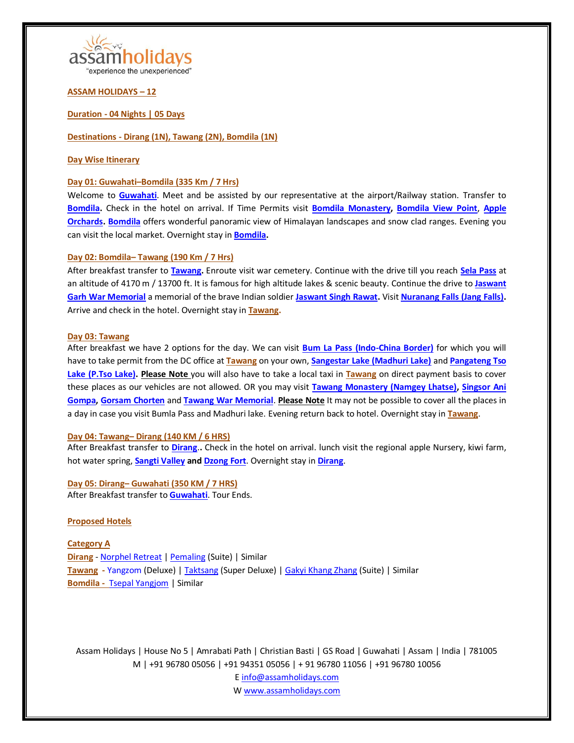assamholidays
"experience the unexperienced"

**ASSAM HOLIDAYS – 12**

**Duration - 04 Nights | 05 Days**

**Destinations - Dirang (1N), Tawang (2N), Bomdila (1N)**

**Day Wise Itinerary**

**Day 01: Guwahati–Bomdila (335 Km / 7 Hrs)**

Welcome to **Guwahati**. Meet and be assisted by our representative at the airport/Railway station. Transfer to **Bomdila.** Check in the hotel on arrival. If Time Permits visit **Bomdila Monastery, Bomdila View Point**, **Apple Orchards. Bomdila** offers wonderful panoramic view of Himalayan landscapes and snow clad ranges. Evening you can visit the local market. Overnight stay in **Bomdila.**

**Day 02: Bomdila– Tawang (190 Km / 7 Hrs)**

After breakfast transfer to **Tawang.** Enroute visit war cemetery. Continue with the drive till you reach **Sela Pass** at an altitude of 4170 m / 13700 ft. It is famous for high altitude lakes & scenic beauty. Continue the drive to **Jaswant Garh War Memorial** a memorial of the brave Indian soldier **Jaswant Singh Rawat.** Visit **Nuranang Falls (Jang Falls).** Arrive and check in the hotel. Overnight stay in **Tawang**.

**Day 03: Tawang**

After breakfast we have 2 options for the day. We can visit **Bum La Pass (Indo-China Border)** for which you will have to take permit from the DC office at **Tawang** on your own, **Sangestar Lake (Madhuri Lake)** and **Pangateng Tso Lake (P.Tso Lake). Please Note** you will also have to take a local taxi in **Tawang** on direct payment basis to cover these places as our vehicles are not allowed. OR you may visit **Tawang Monastery (Namgey Lhatse), Singsor Ani Gompa, Gorsam Chorten** and **Tawang War Memorial**. **Please Note** It may not be possible to cover all the places in a day in case you visit Bumla Pass and Madhuri lake. Evening return back to hotel. Overnight stay in **Tawang**.

**Day 04: Tawang– Dirang (140 KM / 6 HRS)**

After Breakfast transfer to **Dirang**.. Check in the hotel on arrival. lunch visit the regional apple Nursery, kiwi farm, hot water spring, **Sangti Valley and Dzong Fort**. Overnight stay in **Dirang**.

**Day 05: Dirang– Guwahati (350 KM / 7 HRS)**

After Breakfast transfer to **Guwahati**. Tour Ends.

**Proposed Hotels**

**Category A**

**Dirang** - Norphel Retreat | Pemaling (Suite) | Similar
**Tawang** - Yangzom (Deluxe) | Taktsang (Super Deluxe) | Gakyi Khang Zhang (Suite) | Similar
**Bomdila** - Tsepal Yangjom | Similar

Assam Holidays | House No 5 | Amrabati Path | Christian Basti | GS Road | Guwahati | Assam | India | 781005
M | +91 96780 05056 | +91 94351 05056 | + 91 96780 11056 | +91 96780 10056
E info@assamholidays.com
W www.assamholidays.com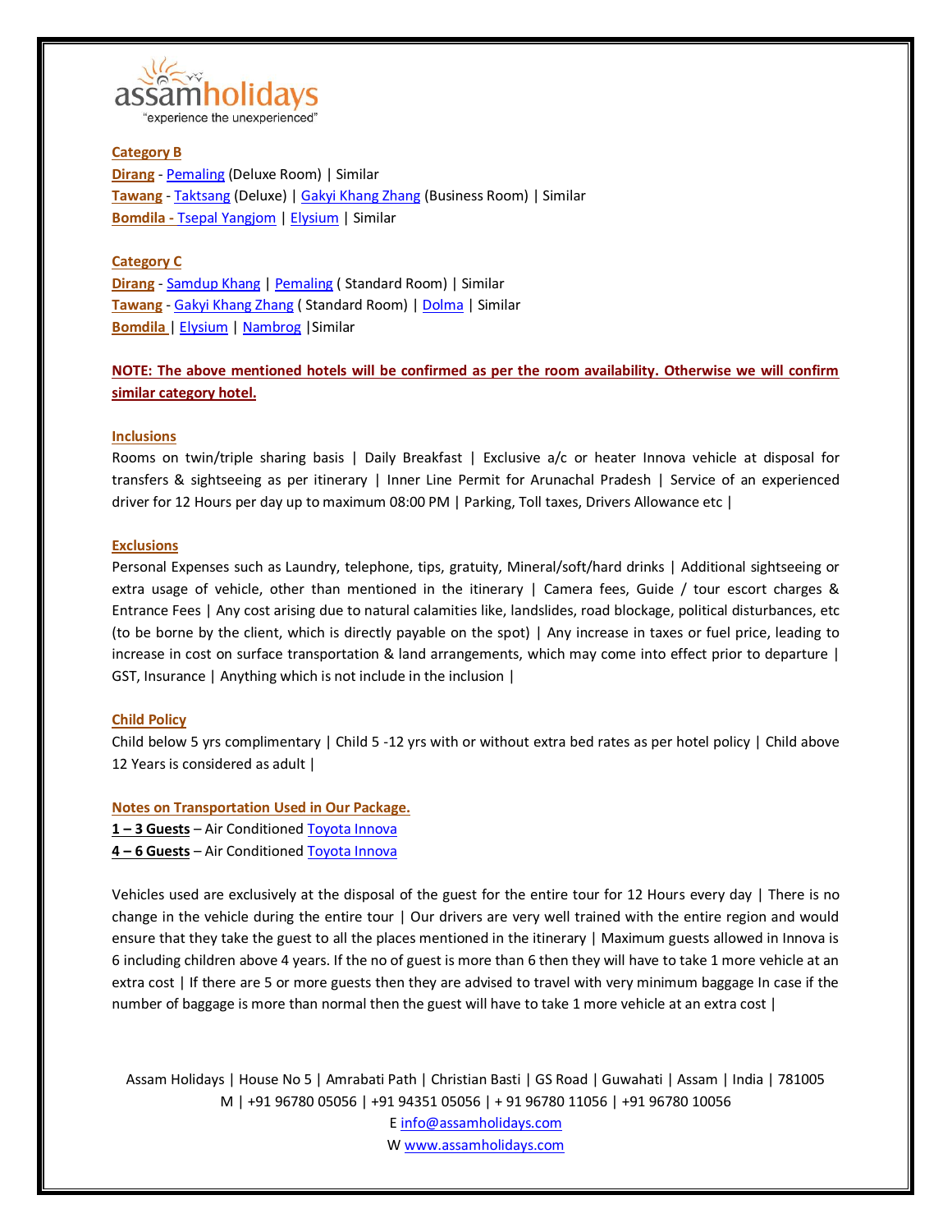**Category B**

**Dirang** - Pemaling (Deluxe Room) | Similar
**Tawang** - Taktsang (Deluxe) | Gakyi Khang Zhang (Business Room) | Similar
**Bomdila** - Tsepal Yangjom | Elysium | Similar

**Category C**

**Dirang** - Samdup Khang | Pemaling ( Standard Room) | Similar
**Tawang** - Gakyi Khang Zhang ( Standard Room) | Dolma | Similar
**Bomdila** | Elysium | Nambrog |Similar

**NOTE: The above mentioned hotels will be confirmed as per the room availability. Otherwise we will confirm similar category hotel.**

**Inclusions**

Rooms on twin/triple sharing basis | Daily Breakfast | Exclusive a/c or heater Innova vehicle at disposal for transfers & sightseeing as per itinerary | Inner Line Permit for Arunachal Pradesh | Service of an experienced driver for 12 Hours per day up to maximum 08:00 PM | Parking, Toll taxes, Drivers Allowance etc |

**Exclusions**

Personal Expenses such as Laundry, telephone, tips, gratuity, Mineral/soft/hard drinks | Additional sightseeing or extra usage of vehicle, other than mentioned in the itinerary | Camera fees, Guide / tour escort charges & Entrance Fees | Any cost arising due to natural calamities like, landslides, road blockage, political disturbances, etc (to be borne by the client, which is directly payable on the spot) | Any increase in taxes or fuel price, leading to increase in cost on surface transportation & land arrangements, which may come into effect prior to departure | GST, Insurance | Anything which is not include in the inclusion |

**Child Policy**

Child below 5 yrs complimentary | Child 5 -12 yrs with or without extra bed rates as per hotel policy | Child above 12 Years is considered as adult |

**Notes on Transportation Used in Our Package.**

**1 – 3 Guests** – Air Conditioned Toyota Innova
**4 – 6 Guests** – Air Conditioned Toyota Innova

Vehicles used are exclusively at the disposal of the guest for the entire tour for 12 Hours every day | There is no change in the vehicle during the entire tour | Our drivers are very well trained with the entire region and would ensure that they take the guest to all the places mentioned in the itinerary | Maximum guests allowed in Innova is 6 including children above 4 years. If the no of guest is more than 6 then they will have to take 1 more vehicle at an extra cost | If there are 5 or more guests then they are advised to travel with very minimum baggage In case if the number of baggage is more than normal then the guest will have to take 1 more vehicle at an extra cost |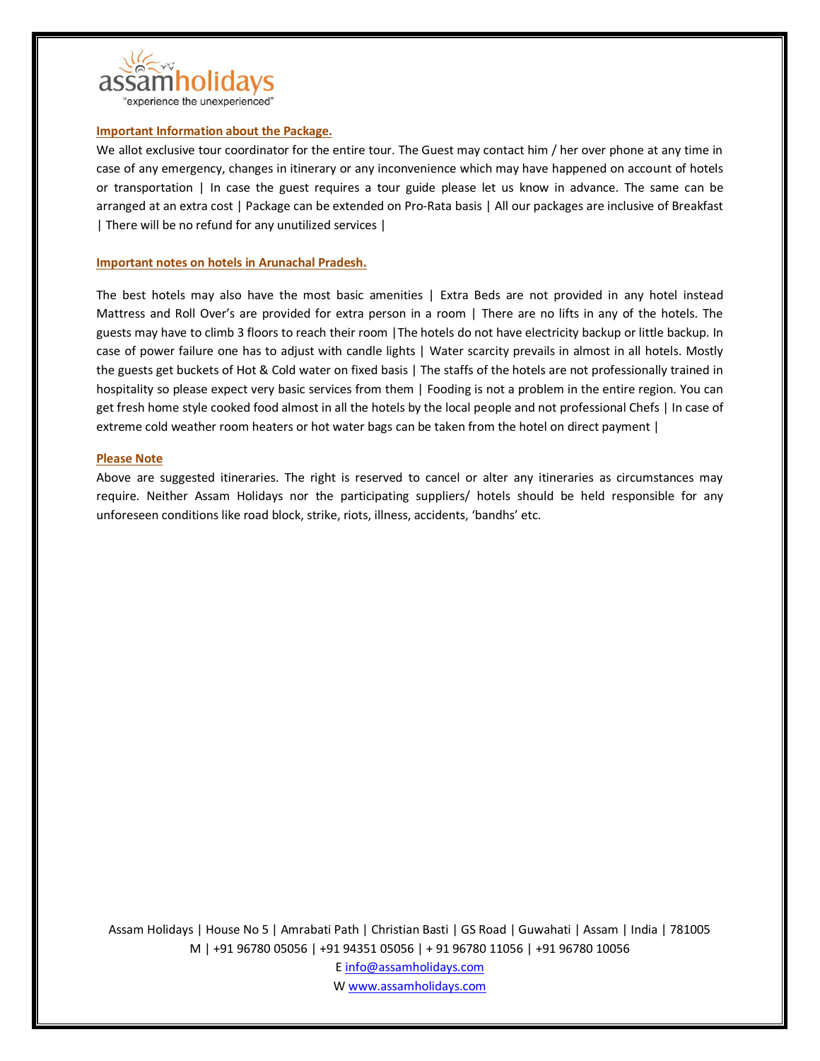**Important Information about the Package.**

We allot exclusive tour coordinator for the entire tour. The Guest may contact him / her over phone at any time in case of any emergency, changes in itinerary or any inconvenience which may have happened on account of hotels or transportation | In case the guest requires a tour guide please let us know in advance. The same can be arranged at an extra cost | Package can be extended on Pro-Rata basis | All our packages are inclusive of Breakfast | There will be no refund for any unutilized services |

**Important notes on hotels in Arunachal Pradesh.**

The best hotels may also have the most basic amenities | Extra Beds are not provided in any hotel instead Mattress and Roll Over's are provided for extra person in a room | There are no lifts in any of the hotels. The guests may have to climb 3 floors to reach their room |The hotels do not have electricity backup or little backup. In case of power failure one has to adjust with candle lights | Water scarcity prevails in almost in all hotels. Mostly the guests get buckets of Hot & Cold water on fixed basis | The staffs of the hotels are not professionally trained in hospitality so please expect very basic services from them | Fooding is not a problem in the entire region. You can get fresh home style cooked food almost in all the hotels by the local people and not professional Chefs | In case of extreme cold weather room heaters or hot water bags can be taken from the hotel on direct payment |

**Please Note**

Above are suggested itineraries. The right is reserved to cancel or alter any itineraries as circumstances may require. Neither Assam Holidays nor the participating suppliers/ hotels should be held responsible for any unforeseen conditions like road block, strike, riots, illness, accidents, 'bandhs' etc.